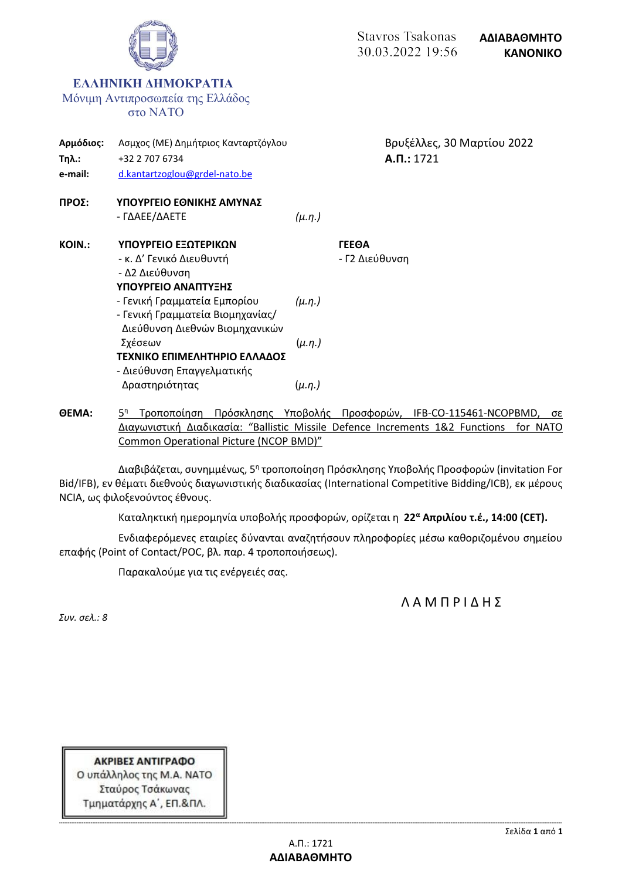**ΕΛΛΗΝΙΚΗ ΔΗΜΟΚΡΑΤΙΑ**
Μόνιμη Αντιπροσωπεία της Ελλάδος
στο ΝΑΤΟ

Stavros Tsakonas
30.03.2022 19:56

**ΑΔΙΑΒΑΘΜΗΤΟ**
**ΚΑΝΟΝΙΚΟ**

**Αρμόδιος:** Ασμχος (ΜΕ) Δημήτριος Καντaρτζόγλου
**Τηλ.:** +32 2 707 6734
**e-mail:** d.kantartzoglou@grdel-nato.be

Βρυξέλλες, 30 Μαρτίου 2022
**Α.Π.:** 1721

**ΠΡΟΣ:** **ΥΠΟΥΡΓΕΙΟ ΕΘΝΙΚΗΣ ΑΜΥΝΑΣ**
- ΓΔΑΕΕ/ΔΑΕΤΕ *(μ.η.)*

**ΚΟΙΝ.:** **ΥΠΟΥΡΓΕΙΟ ΕΞΩΤΕΡΙΚΩΝ**
- κ. Δ' Γενικό Διευθυντή
- Δ2 Διεύθυνση

**ΥΠΟΥΡΓΕΙΟ ΑΝΑΠΤΥΞΗΣ**
- Γενική Γραμματεία Εμπορίου *(μ.η.)*
- Γενική Γραμματεία Βιομηχανίας/ Διεύθυνση Διεθνών Βιομηχανικών Σχέσεων *(μ.η.)*

**ΤΕΧΝΙΚΟ ΕΠΙΜΕΛΗΤΗΡΙΟ ΕΛΛΑΔΟΣ**
- Διεύθυνση Επαγγελματικής Δραστηριότητας *(μ.η.)*

**ΓΕΕΘΑ**
- Γ2 Διεύθυνση

**ΘΕΜΑ:** 5η Τροποποίηση Πρόσκλησης Υποβολής Προσφορών, IFB-CO-115461-NCOPBMD, σε Διαγωνιστική Διαδικασία: "Ballistic Missile Defence Increments 1&2 Functions for NATO Common Operational Picture (NCOP BMD)"

Διαβιβάζεται, συνημμένως, 5η τροποποίηση Πρόσκλησης Υποβολής Προσφορών (invitation For Bid/IFB), εν θέματι διεθνούς διαγωνιστικής διαδικασίας (International Competitive Bidding/ICB), εκ μέρους NCIA, ως φιλοξενούντος έθνους.

Καταληκτική ημερομηνία υποβολής προσφορών, ορίζεται η **22α Απριλίου τ.έ., 14:00 (CET).**

Ενδιαφερόμενες εταιρίες δύνανται αναζητήσουν πληροφορίες μέσω καθοριζομένου σημείου επαφής (Point of Contact/POC, βλ. παρ. 4 τροποποιήσεως).

Παρακαλούμε για τις ενέργειές σας.

Λ Α Μ Π Ρ Ι Δ Η Σ

*Συν. σελ.: 8*

**ΑΚΡΙΒΕΣ ΑΝΤΙΓΡΑΦΟ**
Ο υπάλληλος της Μ.Α. ΝΑΤΟ
Σταύρος Τσάκωνας
Τμηματάρχης Α΄, ΕΠ.&ΠΛ.

Α.Π.: 1721
**ΑΔΙΑΒΑΘΜΗΤΟ**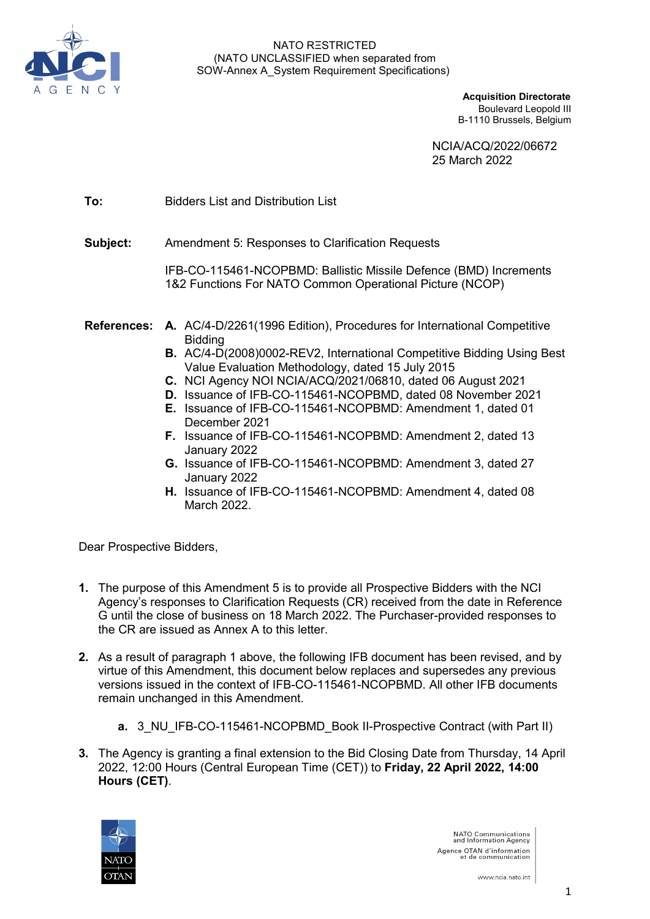NATO RΞSTRICTED
(NATO UNCLASSIFIED when separated from
SOW-Annex A_System Requirement Specifications)

**Acquisition Directorate**
Boulevard Leopold III
B-1110 Brussels, Belgium

NCIA/ACQ/2022/06672
25 March 2022

**To:** Bidders List and Distribution List

**Subject:** Amendment 5: Responses to Clarification Requests

IFB-CO-115461-NCOPBMD: Ballistic Missile Defence (BMD) Increments 1&2 Functions For NATO Common Operational Picture (NCOP)

**References:**

- **A.** AC/4-D/2261(1996 Edition), Procedures for International Competitive Bidding
- **B.** AC/4-D(2008)0002-REV2, International Competitive Bidding Using Best Value Evaluation Methodology, dated 15 July 2015
- **C.** NCI Agency NOI NCIA/ACQ/2021/06810, dated 06 August 2021
- **D.** Issuance of IFB-CO-115461-NCOPBMD, dated 08 November 2021
- **E.** Issuance of IFB-CO-115461-NCOPBMD: Amendment 1, dated 01 December 2021
- **F.** Issuance of IFB-CO-115461-NCOPBMD: Amendment 2, dated 13 January 2022
- **G.** Issuance of IFB-CO-115461-NCOPBMD: Amendment 3, dated 27 January 2022
- **H.** Issuance of IFB-CO-115461-NCOPBMD: Amendment 4, dated 08 March 2022.

Dear Prospective Bidders,

1. The purpose of this Amendment 5 is to provide all Prospective Bidders with the NCI Agency's responses to Clarification Requests (CR) received from the date in Reference G until the close of business on 18 March 2022. The Purchaser-provided responses to the CR are issued as Annex A to this letter.

2. As a result of paragraph 1 above, the following IFB document has been revised, and by virtue of this Amendment, this document below replaces and supersedes any previous versions issued in the context of IFB-CO-115461-NCOPBMD. All other IFB documents remain unchanged in this Amendment.

   a. 3_NU_IFB-CO-115461-NCOPBMD_Book II-Prospective Contract (with Part II)

3. The Agency is granting a final extension to the Bid Closing Date from Thursday, 14 April 2022, 12:00 Hours (Central European Time (CET)) to **Friday, 22 April 2022, 14:00 Hours (CET)**.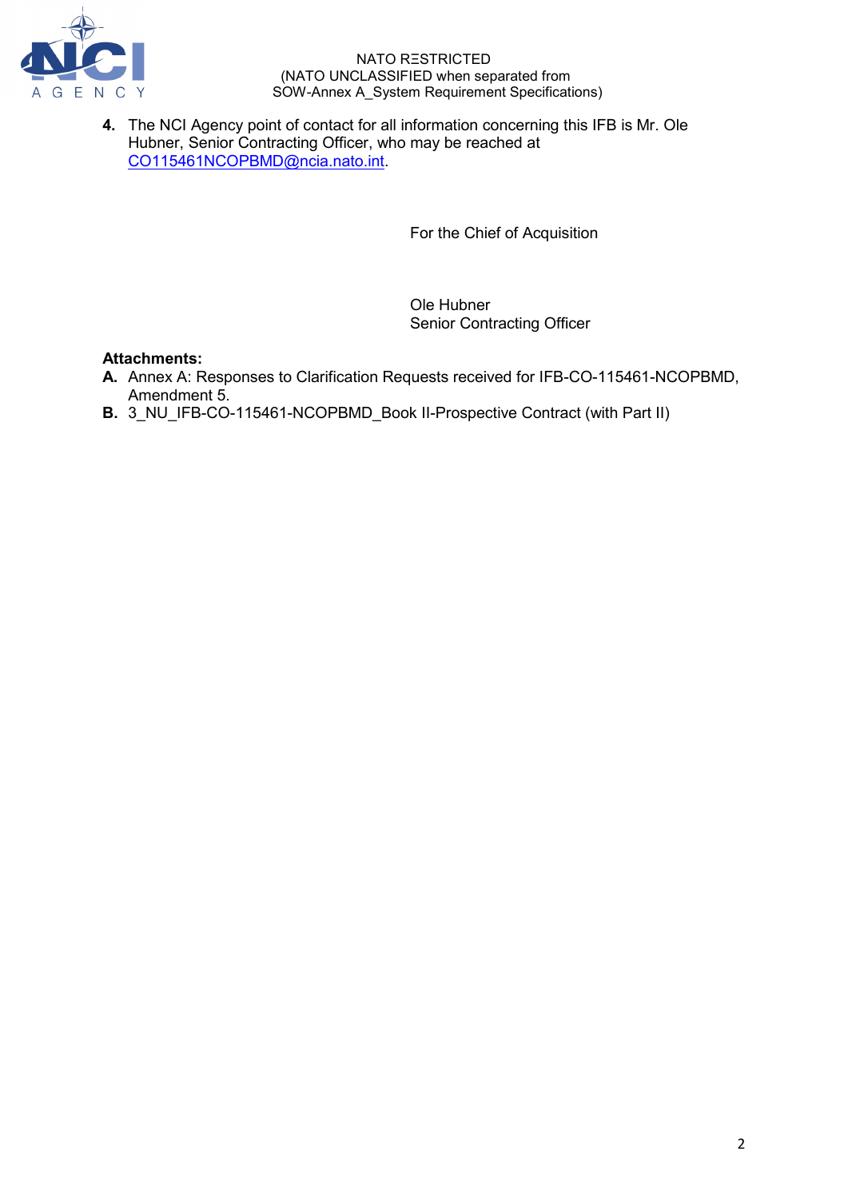4. The NCI Agency point of contact for all information concerning this IFB is Mr. Ole Hubner, Senior Contracting Officer, who may be reached at CO115461NCOPBMD@ncia.nato.int.

For the Chief of Acquisition

Ole Hubner
Senior Contracting Officer

**Attachments:**

**A.** Annex A: Responses to Clarification Requests received for IFB-CO-115461-NCOPBMD, Amendment 5.

**B.** 3_NU_IFB-CO-115461-NCOPBMD_Book II-Prospective Contract (with Part II)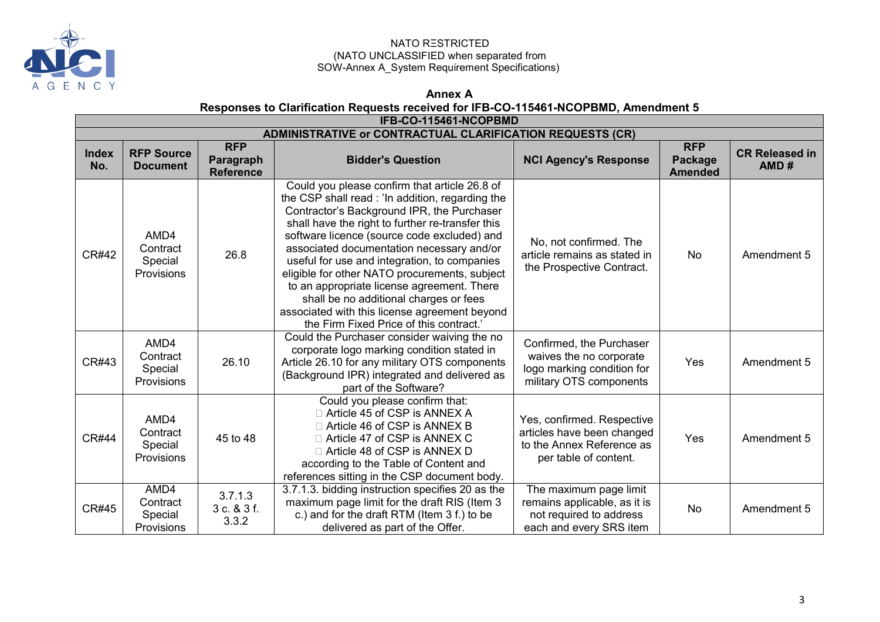NATO RESTRICTED
(NATO UNCLASSIFIED when separated from
SOW-Annex A_System Requirement Specifications)

**Annex A**
**Responses to Clarification Requests received for IFB-CO-115461-NCOPBMD, Amendment 5**

| **IFB-CO-115461-NCOPBMD** | | | | | | |
|---|---|---|---|---|---|---|
| **ADMINISTRATIVE or CONTRACTUAL CLARIFICATION REQUESTS (CR)** | | | | | | |
| **Index No.** | **RFP Source Document** | **RFP Paragraph Reference** | **Bidder's Question** | **NCI Agency's Response** | **RFP Package Amended** | **CR Released in AMD #** |
| CR#42 | AMD4 Contract Special Provisions | 26.8 | Could you please confirm that article 26.8 of the CSP shall read : 'In addition, regarding the Contractor's Background IPR, the Purchaser shall have the right to further re-transfer this software licence (source code excluded) and associated documentation necessary and/or useful for use and integration, to companies eligible for other NATO procurements, subject to an appropriate license agreement. There shall be no additional charges or fees associated with this license agreement beyond the Firm Fixed Price of this contract.' | No, not confirmed. The article remains as stated in the Prospective Contract. | No | Amendment 5 |
| CR#43 | AMD4 Contract Special Provisions | 26.10 | Could the Purchaser consider waiving the no corporate logo marking condition stated in Article 26.10 for any military OTS components (Background IPR) integrated and delivered as part of the Software? | Confirmed, the Purchaser waives the no corporate logo marking condition for military OTS components | Yes | Amendment 5 |
| CR#44 | AMD4 Contract Special Provisions | 45 to 48 | Could you please confirm that:<br>□ Article 45 of CSP is ANNEX A<br>□ Article 46 of CSP is ANNEX B<br>□ Article 47 of CSP is ANNEX C<br>□ Article 48 of CSP is ANNEX D<br>according to the Table of Content and references sitting in the CSP document body. | Yes, confirmed. Respective articles have been changed to the Annex Reference as per table of content. | Yes | Amendment 5 |
| CR#45 | AMD4 Contract Special Provisions | 3.7.1.3<br>3 c. & 3 f.<br>3.3.2 | 3.7.1.3. bidding instruction specifies 20 as the maximum page limit for the draft RIS (Item 3 c.) and for the draft RTM (Item 3 f.) to be delivered as part of the Offer. | The maximum page limit remains applicable, as it is not required to address each and every SRS item | No | Amendment 5 |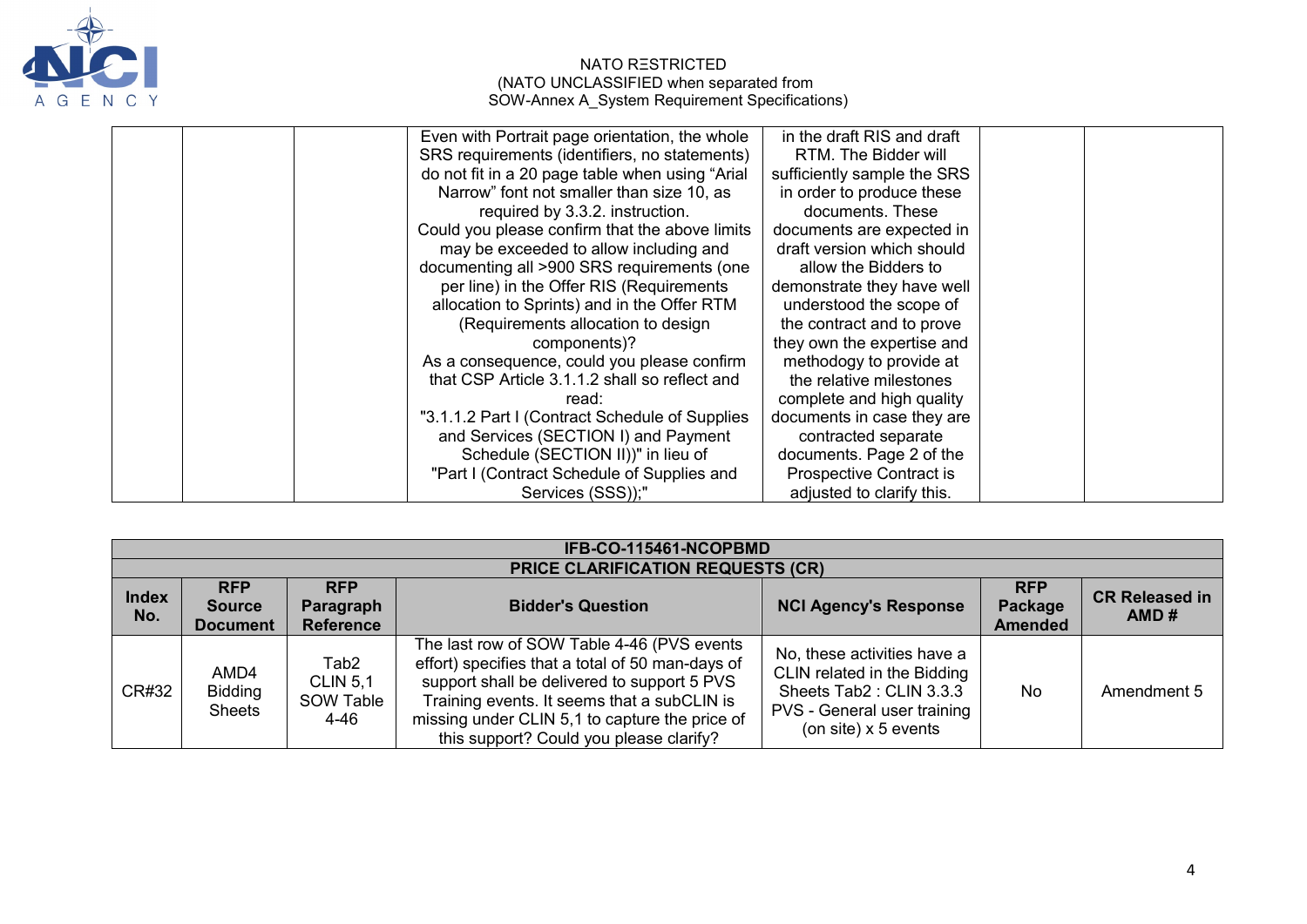| | | | | | | |
|---|---|---|---|---|---|---|
| | | | Even with Portrait page orientation, the whole SRS requirements (identifiers, no statements) do not fit in a 20 page table when using "Arial Narrow" font not smaller than size 10, as required by 3.3.2. instruction.<br>Could you please confirm that the above limits may be exceeded to allow including and documenting all >900 SRS requirements (one per line) in the Offer RIS (Requirements allocation to Sprints) and in the Offer RTM (Requirements allocation to design components)?<br>As a consequence, could you please confirm that CSP Article 3.1.1.2 shall so reflect and read:<br>"3.1.1.2 Part I (Contract Schedule of Supplies and Services (SECTION I) and Payment Schedule (SECTION II))" in lieu of "Part I (Contract Schedule of Supplies and Services (SSS));" | in the draft RIS and draft RTM. The Bidder will sufficiently sample the SRS in order to produce these documents. These documents are expected in draft version which should allow the Bidders to demonstrate they have well understood the scope of the contract and to prove they own the expertise and methodogy to provide at the relative milestones complete and high quality documents in case they are contracted separate documents. Page 2 of the Prospective Contract is adjusted to clarify this. | | |

| IFB-CO-115461-NCOPBMD | | | | | | |
|---|---|---|---|---|---|---|
| **PRICE CLARIFICATION REQUESTS (CR)** | | | | | | |
| **Index No.** | **RFP Source Document** | **RFP Paragraph Reference** | **Bidder's Question** | **NCI Agency's Response** | **RFP Package Amended** | **CR Released in AMD #** |
| CR#32 | AMD4 Bidding Sheets | Tab2 CLIN 5,1 SOW Table 4-46 | The last row of SOW Table 4-46 (PVS events effort) specifies that a total of 50 man-days of support shall be delivered to support 5 PVS Training events. It seems that a subCLIN is missing under CLIN 5,1 to capture the price of this support? Could you please clarify? | No, these activities have a CLIN related in the Bidding Sheets Tab2 : CLIN 3.3.3 PVS - General user training (on site) x 5 events | No | Amendment 5 |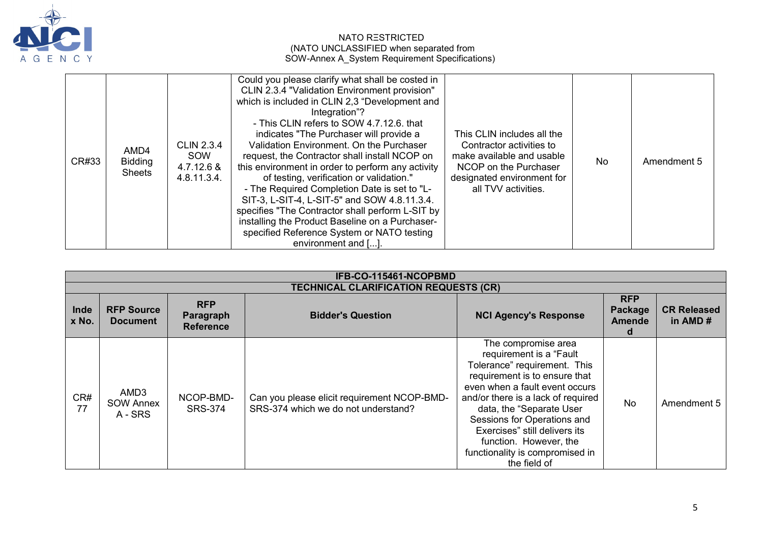| | | | | | | |
|---|---|---|---|---|---|---|
| CR#33 | AMD4 Bidding Sheets | CLIN 2.3.4 SOW 4.7.12.6 & 4.8.11.3.4. | Could you please clarify what shall be costed in CLIN 2.3.4 "Validation Environment provision" which is included in CLIN 2,3 "Development and Integration"?<br>- This CLIN refers to SOW 4.7.12.6. that indicates "The Purchaser will provide a Validation Environment. On the Purchaser request, the Contractor shall install NCOP on this environment in order to perform any activity of testing, verification or validation."<br>- The Required Completion Date is set to "L-SIT-3, L-SIT-4, L-SIT-5" and SOW 4.8.11.3.4. specifies "The Contractor shall perform L-SIT by installing the Product Baseline on a Purchaser-specified Reference System or NATO testing environment and [...]. | This CLIN includes all the Contractor activities to make available and usable NCOP on the Purchaser designated environment for all TVV activities. | No | Amendment 5 |

| **IFB-CO-115461-NCOPBMD** | | | | | | |
|---|---|---|---|---|---|---|
| **TECHNICAL CLARIFICATION REQUESTS (CR)** | | | | | | |
| **Index No.** | **RFP Source Document** | **RFP Paragraph Reference** | **Bidder's Question** | **NCI Agency's Response** | **RFP Package Amended** | **CR Released in AMD #** |
| CR# 77 | AMD3 SOW Annex A - SRS | NCOP-BMD-SRS-374 | Can you please elicit requirement NCOP-BMD-SRS-374 which we do not understand? | The compromise area requirement is a "Fault Tolerance" requirement. This requirement is to ensure that even when a fault event occurs and/or there is a lack of required data, the "Separate User Sessions for Operations and Exercises" still delivers its function. However, the functionality is compromised in the field of | No | Amendment 5 |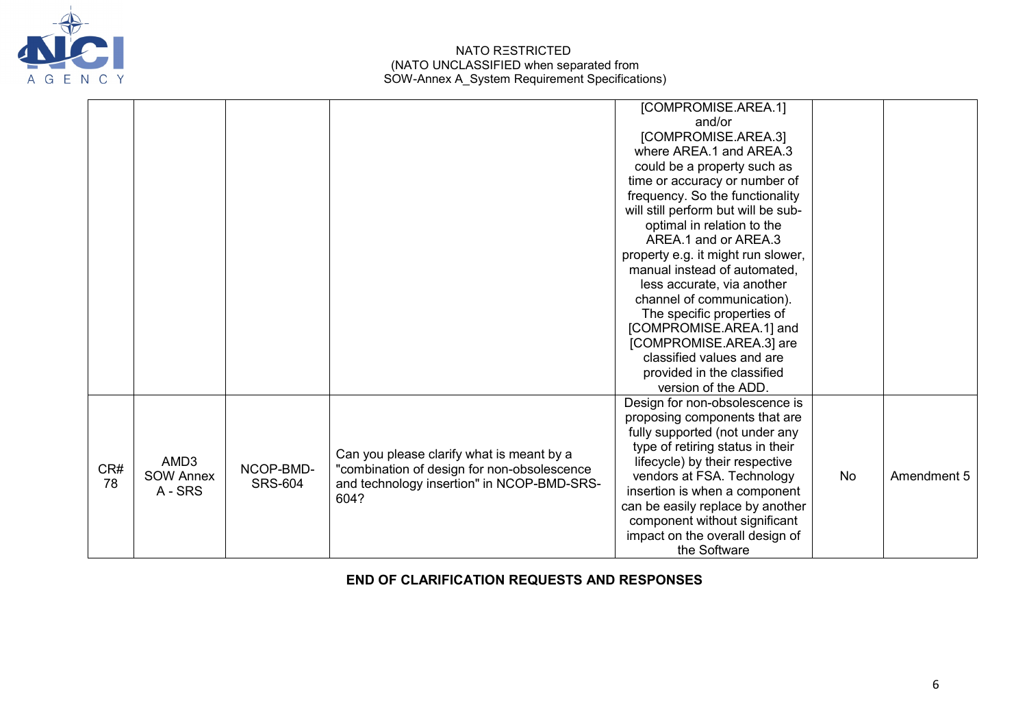| | | | | [COMPROMISE.AREA.1] and/or [COMPROMISE.AREA.3] where AREA.1 and AREA.3 could be a property such as time or accuracy or number of frequency. So the functionality will still perform but will be sub-optimal in relation to the AREA.1 and or AREA.3 property e.g. it might run slower, manual instead of automated, less accurate, via another channel of communication). The specific properties of [COMPROMISE.AREA.1] and [COMPROMISE.AREA.3] are classified values and are provided in the classified version of the ADD. | | |
|---|---|---|---|---|---|---|
| CR# 78 | AMD3 SOW Annex A - SRS | NCOP-BMD-SRS-604 | Can you please clarify what is meant by a "combination of design for non-obsolescence and technology insertion" in NCOP-BMD-SRS-604? | Design for non-obsolescence is proposing components that are fully supported (not under any type of retiring status in their lifecycle) by their respective vendors at FSA. Technology insertion is when a component can be easily replace by another component without significant impact on the overall design of the Software | No | Amendment 5 |

**END OF CLARIFICATION REQUESTS AND RESPONSES**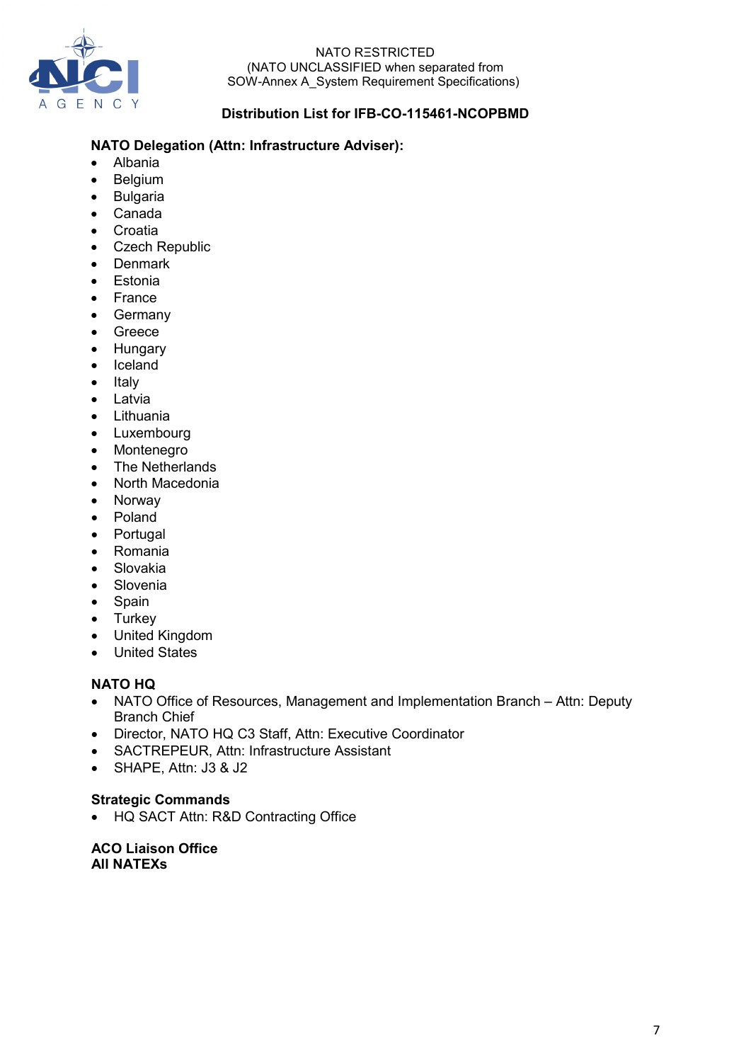NATO RESTRICTED
(NATO UNCLASSIFIED when separated from
SOW-Annex A_System Requirement Specifications)

**Distribution List for IFB-CO-115461-NCOPBMD**

**NATO Delegation (Attn: Infrastructure Adviser):**

- Albania
- Belgium
- Bulgaria
- Canada
- Croatia
- Czech Republic
- Denmark
- Estonia
- France
- Germany
- Greece
- Hungary
- Iceland
- Italy
- Latvia
- Lithuania
- Luxembourg
- Montenegro
- The Netherlands
- North Macedonia
- Norway
- Poland
- Portugal
- Romania
- Slovakia
- Slovenia
- Spain
- Turkey
- United Kingdom
- United States

**NATO HQ**

- NATO Office of Resources, Management and Implementation Branch – Attn: Deputy Branch Chief
- Director, NATO HQ C3 Staff, Attn: Executive Coordinator
- SACTREPEUR, Attn: Infrastructure Assistant
- SHAPE, Attn: J3 & J2

**Strategic Commands**

- HQ SACT Attn: R&D Contracting Office

**ACO Liaison Office**
**All NATEXs**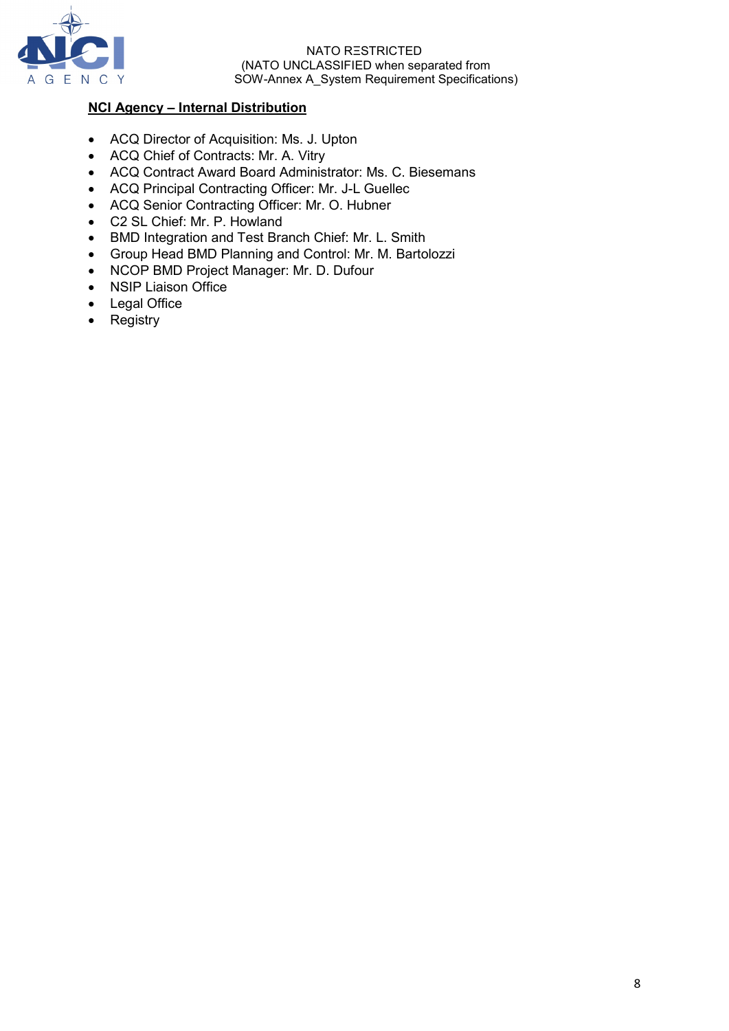**NCI Agency – Internal Distribution**

- ACQ Director of Acquisition: Ms. J. Upton
- ACQ Chief of Contracts: Mr. A. Vitry
- ACQ Contract Award Board Administrator: Ms. C. Biesemans
- ACQ Principal Contracting Officer: Mr. J-L Guellec
- ACQ Senior Contracting Officer: Mr. O. Hubner
- C2 SL Chief: Mr. P. Howland
- BMD Integration and Test Branch Chief: Mr. L. Smith
- Group Head BMD Planning and Control: Mr. M. Bartolozzi
- NCOP BMD Project Manager: Mr. D. Dufour
- NSIP Liaison Office
- Legal Office
- Registry